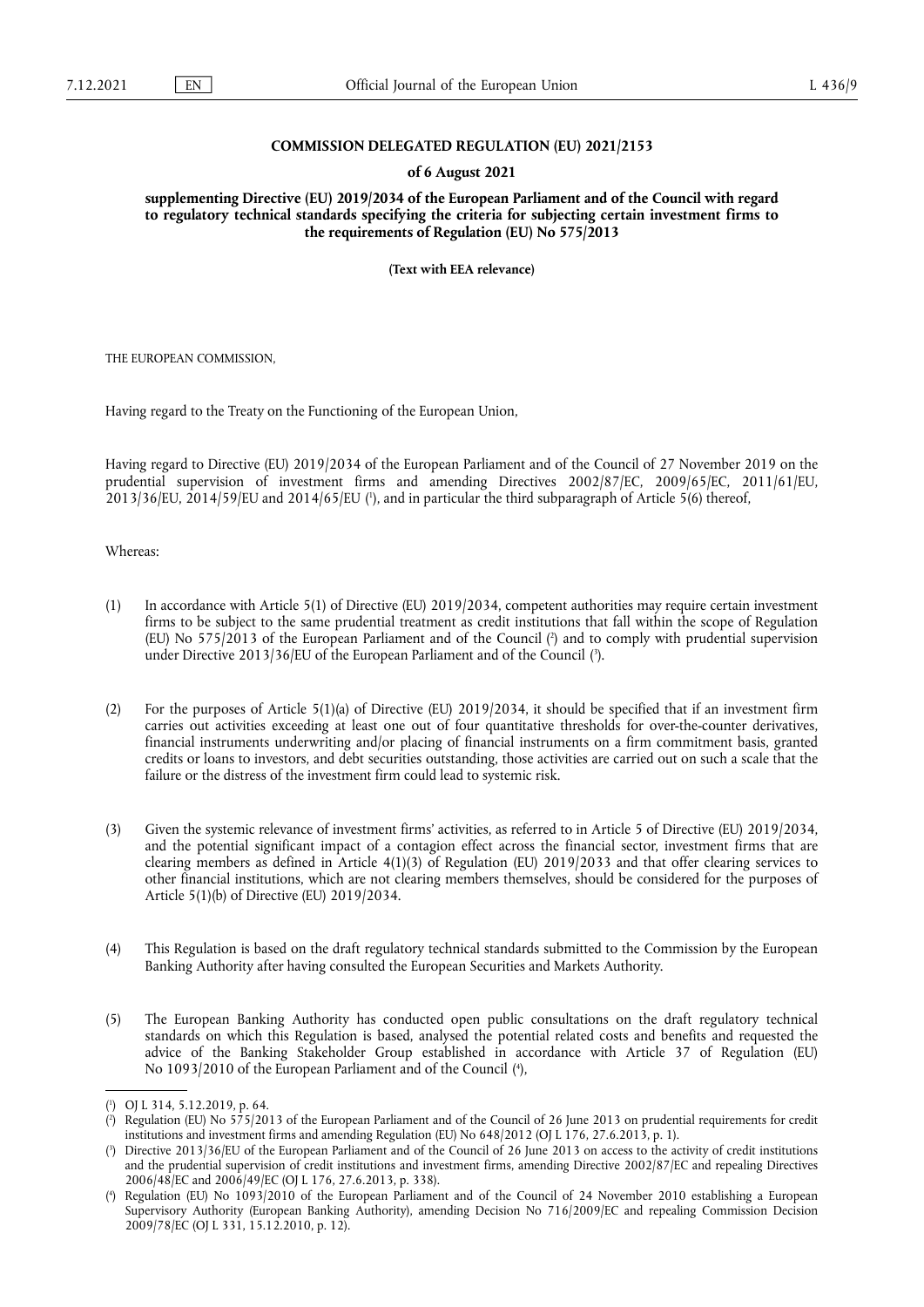**COMMISSION DELEGATED REGULATION (EU) 2021/2153**

**of 6 August 2021**

**supplementing Directive (EU) 2019/2034 of the European Parliament and of the Council with regard to regulatory technical standards specifying the criteria for subjecting certain investment firms to the requirements of Regulation (EU) No 575/2013**

**(Text with EEA relevance)**

THE EUROPEAN COMMISSION,

Having regard to the Treaty on the Functioning of the European Union,

Having regard to Directive (EU) 2019/2034 of the European Parliament and of the Council of 27 November 2019 on the prudential supervision of investment firms and amending Directives 2002/87/EC, 2009/65/EC, 2011/61/EU, 2013/36/EU, 2014/59/EU and 2014/65/EU [1], and in particular the third subparagraph of Article 5(6) thereof,

Whereas:

(1) In accordance with Article 5(1) of Directive (EU) 2019/2034, competent authorities may require certain investment firms to be subject to the same prudential treatment as credit institutions that fall within the scope of Regulation (EU) No 575/2013 of the European Parliament and of the Council [2] and to comply with prudential supervision under Directive 2013/36/EU of the European Parliament and of the Council [3].

(2) For the purposes of Article 5(1)(a) of Directive (EU) 2019/2034, it should be specified that if an investment firm carries out activities exceeding at least one out of four quantitative thresholds for over-the-counter derivatives, financial instruments underwriting and/or placing of financial instruments on a firm commitment basis, granted credits or loans to investors, and debt securities outstanding, those activities are carried out on such a scale that the failure or the distress of the investment firm could lead to systemic risk.

(3) Given the systemic relevance of investment firms' activities, as referred to in Article 5 of Directive (EU) 2019/2034, and the potential significant impact of a contagion effect across the financial sector, investment firms that are clearing members as defined in Article 4(1)(3) of Regulation (EU) 2019/2033 and that offer clearing services to other financial institutions, which are not clearing members themselves, should be considered for the purposes of Article 5(1)(b) of Directive (EU) 2019/2034.

(4) This Regulation is based on the draft regulatory technical standards submitted to the Commission by the European Banking Authority after having consulted the European Securities and Markets Authority.

(5) The European Banking Authority has conducted open public consultations on the draft regulatory technical standards on which this Regulation is based, analysed the potential related costs and benefits and requested the advice of the Banking Stakeholder Group established in accordance with Article 37 of Regulation (EU) No 1093/2010 of the European Parliament and of the Council [4],

---

[1] OJ L 314, 5.12.2019, p. 64.

[2] Regulation (EU) No 575/2013 of the European Parliament and of the Council of 26 June 2013 on prudential requirements for credit institutions and investment firms and amending Regulation (EU) No 648/2012 (OJ L 176, 27.6.2013, p. 1).

[3] Directive 2013/36/EU of the European Parliament and of the Council of 26 June 2013 on access to the activity of credit institutions and the prudential supervision of credit institutions and investment firms, amending Directive 2002/87/EC and repealing Directives 2006/48/EC and 2006/49/EC (OJ L 176, 27.6.2013, p. 338).

[4] Regulation (EU) No 1093/2010 of the European Parliament and of the Council of 24 November 2010 establishing a European Supervisory Authority (European Banking Authority), amending Decision No 716/2009/EC and repealing Commission Decision 2009/78/EC (OJ L 331, 15.12.2010, p. 12).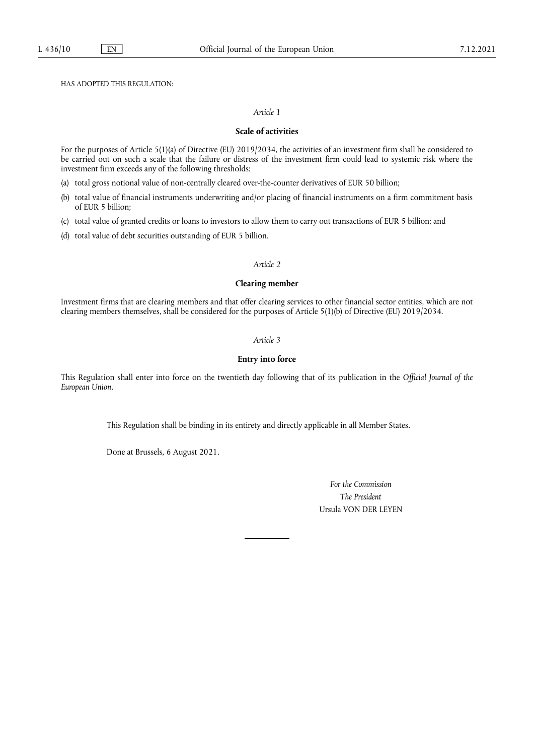HAS ADOPTED THIS REGULATION:

*Article 1*

**Scale of activities**

For the purposes of Article 5(1)(a) of Directive (EU) 2019/2034, the activities of an investment firm shall be considered to be carried out on such a scale that the failure or distress of the investment firm could lead to systemic risk where the investment firm exceeds any of the following thresholds:

(a) total gross notional value of non-centrally cleared over-the-counter derivatives of EUR 50 billion;

(b) total value of financial instruments underwriting and/or placing of financial instruments on a firm commitment basis of EUR 5 billion;

(c) total value of granted credits or loans to investors to allow them to carry out transactions of EUR 5 billion; and

(d) total value of debt securities outstanding of EUR 5 billion.

*Article 2*

**Clearing member**

Investment firms that are clearing members and that offer clearing services to other financial sector entities, which are not clearing members themselves, shall be considered for the purposes of Article 5(1)(b) of Directive (EU) 2019/2034.

*Article 3*

**Entry into force**

This Regulation shall enter into force on the twentieth day following that of its publication in the *Official Journal of the European Union*.

This Regulation shall be binding in its entirety and directly applicable in all Member States.

Done at Brussels, 6 August 2021.

*For the Commission*

*The President*

Ursula VON DER LEYEN